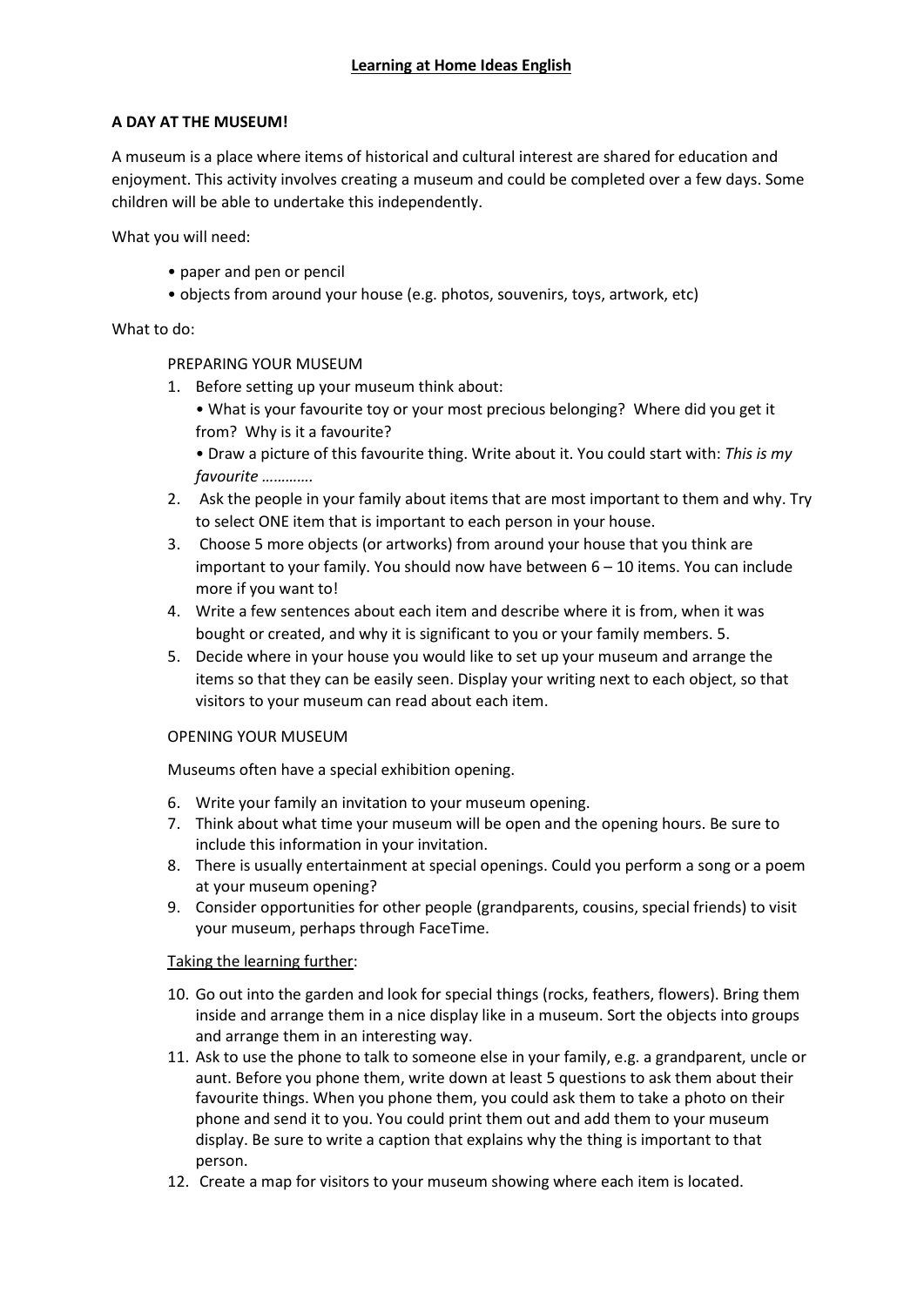# Learning at Home Ideas English

## A DAY AT THE MUSEUM!

A museum is a place where items of historical and cultural interest are shared for education and enjoyment. This activity involves creating a museum and could be completed over a few days. Some children will be able to undertake this independently.

What you will need:

- paper and pen or pencil
- objects from around your house (e.g. photos, souvenirs, toys, artwork, etc)

What to do:

PREPARING YOUR MUSEUM

1. Before setting up your museum think about:
   - What is your favourite toy or your most precious belonging? Where did you get it from? Why is it a favourite?
   - Draw a picture of this favourite thing. Write about it. You could start with: *This is my favourite …………*
2. Ask the people in your family about items that are most important to them and why. Try to select ONE item that is important to each person in your house.
3. Choose 5 more objects (or artworks) from around your house that you think are important to your family. You should now have between 6 – 10 items. You can include more if you want to!
4. Write a few sentences about each item and describe where it is from, when it was bought or created, and why it is significant to you or your family members. 5.
5. Decide where in your house you would like to set up your museum and arrange the items so that they can be easily seen. Display your writing next to each object, so that visitors to your museum can read about each item.

OPENING YOUR MUSEUM

Museums often have a special exhibition opening.

6. Write your family an invitation to your museum opening.
7. Think about what time your museum will be open and the opening hours. Be sure to include this information in your invitation.
8. There is usually entertainment at special openings. Could you perform a song or a poem at your museum opening?
9. Consider opportunities for other people (grandparents, cousins, special friends) to visit your museum, perhaps through FaceTime.

Taking the learning further:

10. Go out into the garden and look for special things (rocks, feathers, flowers). Bring them inside and arrange them in a nice display like in a museum. Sort the objects into groups and arrange them in an interesting way.
11. Ask to use the phone to talk to someone else in your family, e.g. a grandparent, uncle or aunt. Before you phone them, write down at least 5 questions to ask them about their favourite things. When you phone them, you could ask them to take a photo on their phone and send it to you. You could print them out and add them to your museum display. Be sure to write a caption that explains why the thing is important to that person.
12. Create a map for visitors to your museum showing where each item is located.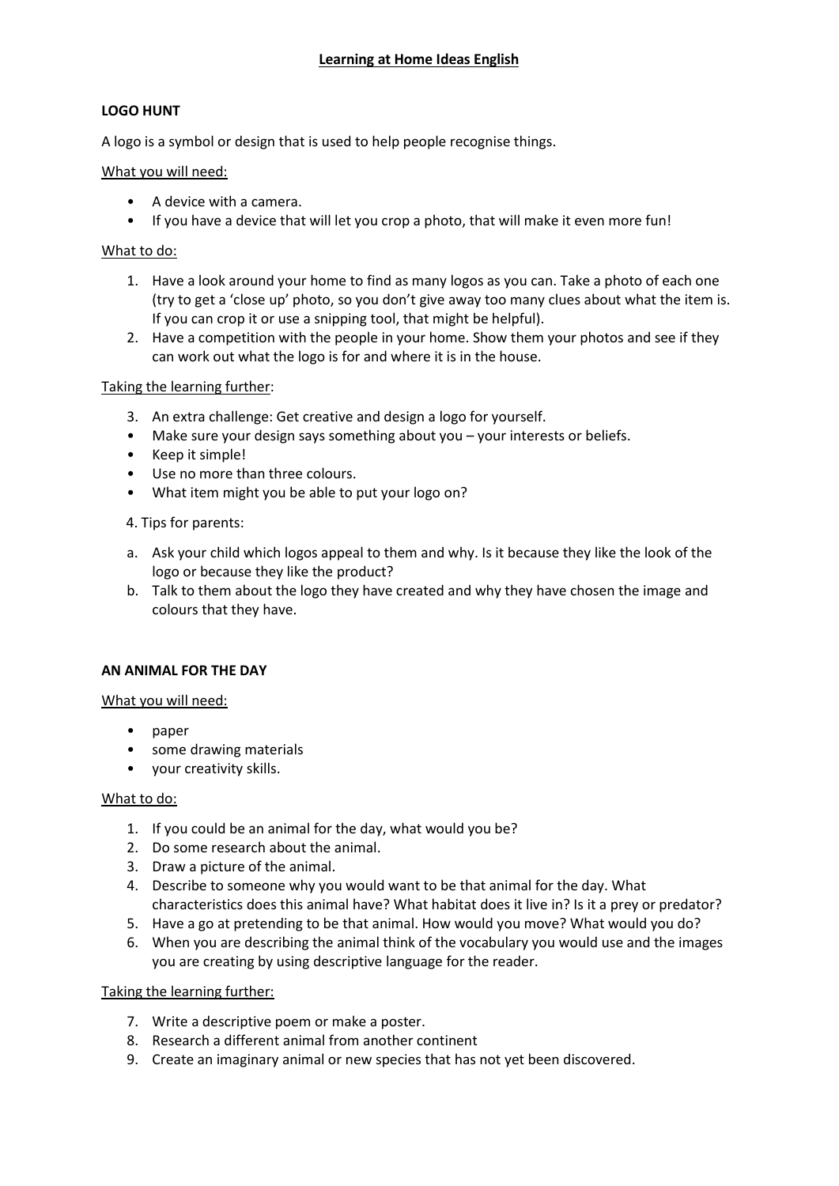# Learning at Home Ideas English

## LOGO HUNT

A logo is a symbol or design that is used to help people recognise things.

What you will need:

- A device with a camera.
- If you have a device that will let you crop a photo, that will make it even more fun!

What to do:

1. Have a look around your home to find as many logos as you can. Take a photo of each one (try to get a 'close up' photo, so you don't give away too many clues about what the item is. If you can crop it or use a snipping tool, that might be helpful).
2. Have a competition with the people in your home. Show them your photos and see if they can work out what the logo is for and where it is in the house.

Taking the learning further:

3. An extra challenge: Get creative and design a logo for yourself.

- Make sure your design says something about you – your interests or beliefs.
- Keep it simple!
- Use no more than three colours.
- What item might you be able to put your logo on?

4. Tips for parents:

a. Ask your child which logos appeal to them and why. Is it because they like the look of the logo or because they like the product?
b. Talk to them about the logo they have created and why they have chosen the image and colours that they have.

## AN ANIMAL FOR THE DAY

What you will need:

- paper
- some drawing materials
- your creativity skills.

What to do:

1. If you could be an animal for the day, what would you be?
2. Do some research about the animal.
3. Draw a picture of the animal.
4. Describe to someone why you would want to be that animal for the day. What characteristics does this animal have? What habitat does it live in? Is it a prey or predator?
5. Have a go at pretending to be that animal. How would you move? What would you do?
6. When you are describing the animal think of the vocabulary you would use and the images you are creating by using descriptive language for the reader.

Taking the learning further:

7. Write a descriptive poem or make a poster.
8. Research a different animal from another continent
9. Create an imaginary animal or new species that has not yet been discovered.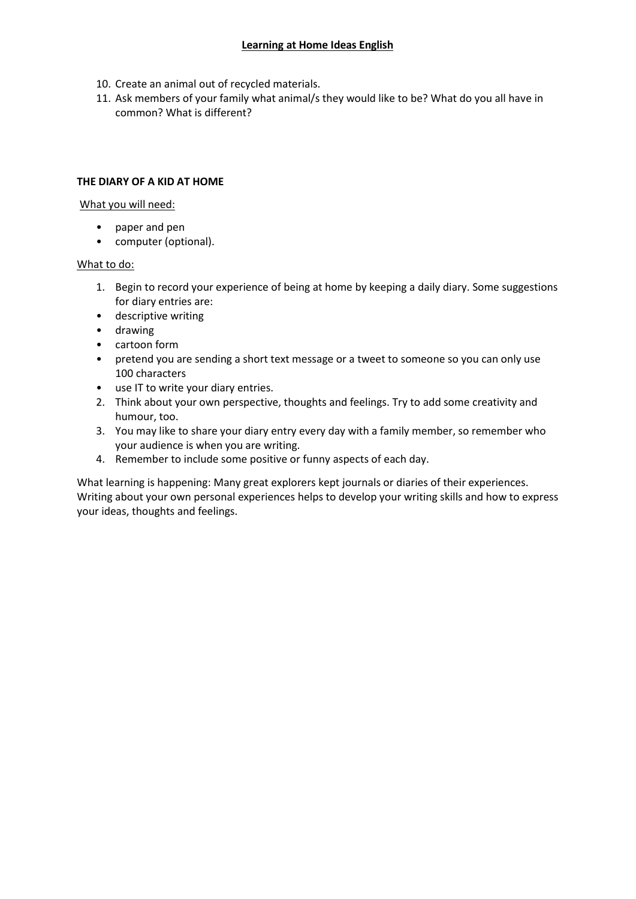10. Create an animal out of recycled materials.
11. Ask members of your family what animal/s they would like to be? What do you all have in common? What is different?

**THE DIARY OF A KID AT HOME**

What you will need:

- paper and pen
- computer (optional).

What to do:

1. Begin to record your experience of being at home by keeping a daily diary. Some suggestions for diary entries are:
   - descriptive writing
   - drawing
   - cartoon form
   - pretend you are sending a short text message or a tweet to someone so you can only use 100 characters
   - use IT to write your diary entries.
2. Think about your own perspective, thoughts and feelings. Try to add some creativity and humour, too.
3. You may like to share your diary entry every day with a family member, so remember who your audience is when you are writing.
4. Remember to include some positive or funny aspects of each day.

What learning is happening: Many great explorers kept journals or diaries of their experiences. Writing about your own personal experiences helps to develop your writing skills and how to express your ideas, thoughts and feelings.